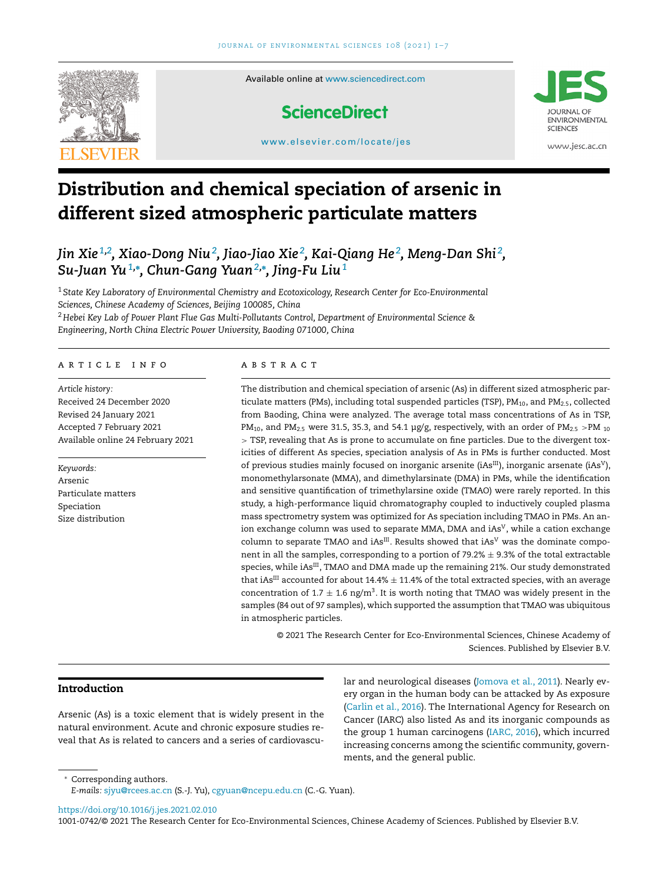# Distribution and chemical speciation of arsenic in different sized atmospheric particulate matters

*Jin Xie*[1,2], *Xiao-Dong Niu*[2], *Jiao-Jiao Xie*[2], *Kai-Qiang He*[2], *Meng-Dan Shi*[2], *Su-Juan Yu*[1,*], *Chun-Gang Yuan*[2,*], *Jing-Fu Liu*[1]

[1] *State Key Laboratory of Environmental Chemistry and Ecotoxicology, Research Center for Eco-Environmental Sciences, Chinese Academy of Sciences, Beijing 100085, China*

[2] *Hebei Key Lab of Power Plant Flue Gas Multi-Pollutants Control, Department of Environmental Science & Engineering, North China Electric Power University, Baoding 071000, China*

## ARTICLE INFO

*Article history:*
Received 24 December 2020
Revised 24 January 2021
Accepted 7 February 2021
Available online 24 February 2021

*Keywords:*
Arsenic
Particulate matters
Speciation
Size distribution

## ABSTRACT

The distribution and chemical speciation of arsenic (As) in different sized atmospheric particulate matters (PMs), including total suspended particles (TSP), $PM_{10}$, and $PM_{2.5}$, collected from Baoding, China were analyzed. The average total mass concentrations of As in TSP, $PM_{10}$, and $PM_{2.5}$ were 31.5, 35.3, and 54.1 μg/g, respectively, with an order of $PM_{2.5} > PM_{10} > TSP$, revealing that As is prone to accumulate on fine particles. Due to the divergent toxicities of different As species, speciation analysis of As in PMs is further conducted. Most of previous studies mainly focused on inorganic arsenite ($iAs^{III}$), inorganic arsenate ($iAs^{V}$), monomethylarsonate (MMA), and dimethylarsinate (DMA) in PMs, while the identification and sensitive quantification of trimethylarsine oxide (TMAO) were rarely reported. In this study, a high-performance liquid chromatography coupled to inductively coupled plasma mass spectrometry system was optimized for As speciation including TMAO in PMs. An anion exchange column was used to separate MMA, DMA and $iAs^{V}$, while a cation exchange column to separate TMAO and $iAs^{III}$. Results showed that $iAs^{V}$ was the dominate component in all the samples, corresponding to a portion of 79.2% ± 9.3% of the total extractable species, while $iAs^{III}$, TMAO and DMA made up the remaining 21%. Our study demonstrated that $iAs^{III}$ accounted for about 14.4% ± 11.4% of the total extracted species, with an average concentration of 1.7 ± 1.6 $ng/m^3$. It is worth noting that TMAO was widely present in the samples (84 out of 97 samples), which supported the assumption that TMAO was ubiquitous in atmospheric particles.

© 2021 The Research Center for Eco-Environmental Sciences, Chinese Academy of Sciences. Published by Elsevier B.V.

## Introduction

Arsenic (As) is a toxic element that is widely present in the natural environment. Acute and chronic exposure studies reveal that As is related to cancers and a series of cardiovascular and neurological diseases (Jomova et al., 2011). Nearly every organ in the human body can be attacked by As exposure (Carlin et al., 2016). The International Agency for Research on Cancer (IARC) also listed As and its inorganic compounds as the group 1 human carcinogens (IARC, 2016), which incurred increasing concerns among the scientific community, governments, and the general public.

* Corresponding authors.
*E-mails:* sjyu@rcees.ac.cn (S.-J. Yu), cgyuan@ncepu.edu.cn (C.-G. Yuan).

https://doi.org/10.1016/j.jes.2021.02.010
1001-0742/© 2021 The Research Center for Eco-Environmental Sciences, Chinese Academy of Sciences. Published by Elsevier B.V.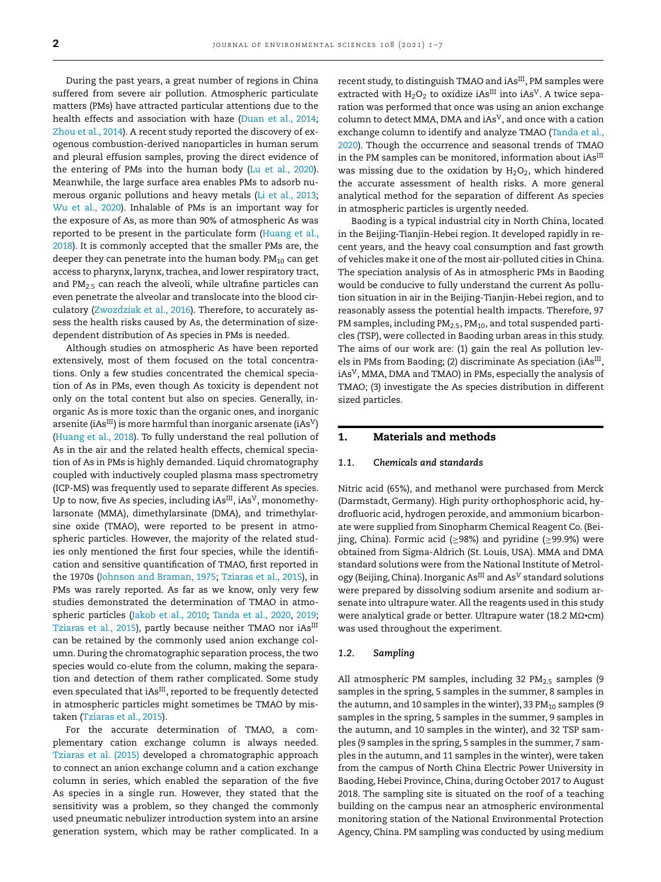During the past years, a great number of regions in China suffered from severe air pollution. Atmospheric particulate matters (PMs) have attracted particular attentions due to the health effects and association with haze (Duan et al., 2014; Zhou et al., 2014). A recent study reported the discovery of exogenous combustion-derived nanoparticles in human serum and pleural effusion samples, proving the direct evidence of the entering of PMs into the human body (Lu et al., 2020). Meanwhile, the large surface area enables PMs to adsorb numerous organic pollutions and heavy metals (Li et al., 2013; Wu et al., 2020). Inhalable of PMs is an important way for the exposure of As, as more than 90% of atmospheric As was reported to be present in the particulate form (Huang et al., 2018). It is commonly accepted that the smaller PMs are, the deeper they can penetrate into the human body. $PM_{10}$ can get access to pharynx, larynx, trachea, and lower respiratory tract, and $PM_{2.5}$ can reach the alveoli, while ultrafine particles can even penetrate the alveolar and translocate into the blood circulatory (Zwozdziak et al., 2016). Therefore, to accurately assess the health risks caused by As, the determination of size-dependent distribution of As species in PMs is needed.

Although studies on atmospheric As have been reported extensively, most of them focused on the total concentrations. Only a few studies concentrated the chemical speciation of As in PMs, even though As toxicity is dependent not only on the total content but also on species. Generally, inorganic As is more toxic than the organic ones, and inorganic arsenite ($iAs^{III}$) is more harmful than inorganic arsenate ($iAs^{V}$) (Huang et al., 2018). To fully understand the real pollution of As in the air and the related health effects, chemical speciation of As in PMs is highly demanded. Liquid chromatography coupled with inductively coupled plasma mass spectrometry (ICP-MS) was frequently used to separate different As species. Up to now, five As species, including $iAs^{III}$, $iAs^{V}$, monomethylarsonate (MMA), dimethylarsinate (DMA), and trimethylarsine oxide (TMAO), were reported to be present in atmospheric particles. However, the majority of the related studies only mentioned the first four species, while the identification and sensitive quantification of TMAO, first reported in the 1970s (Johnson and Braman, 1975; Tziaras et al., 2015), in PMs was rarely reported. As far as we know, only very few studies demonstrated the determination of TMAO in atmospheric particles (Jakob et al., 2010; Tanda et al., 2020, 2019; Tziaras et al., 2015), partly because neither TMAO nor $iAs^{III}$ can be retained by the commonly used anion exchange column. During the chromatographic separation process, the two species would co-elute from the column, making the separation and detection of them rather complicated. Some study even speculated that $iAs^{III}$, reported to be frequently detected in atmospheric particles might sometimes be TMAO by mistaken (Tziaras et al., 2015).

For the accurate determination of TMAO, a complementary cation exchange column is always needed. Tziaras et al. (2015) developed a chromatographic approach to connect an anion exchange column and a cation exchange column in series, which enabled the separation of the five As species in a single run. However, they stated that the sensitivity was a problem, so they changed the commonly used pneumatic nebulizer introduction system into an arsine generation system, which may be rather complicated. In a recent study, to distinguish TMAO and $iAs^{III}$, PM samples were extracted with $H_2O_2$ to oxidize $iAs^{III}$ into $iAs^{V}$. A twice separation was performed that once was using an anion exchange column to detect MMA, DMA and $iAs^{V}$, and once with a cation exchange column to identify and analyze TMAO (Tanda et al., 2020). Though the occurrence and seasonal trends of TMAO in the PM samples can be monitored, information about $iAs^{III}$ was missing due to the oxidation by $H_2O_2$, which hindered the accurate assessment of health risks. A more general analytical method for the separation of different As species in atmospheric particles is urgently needed.

Baoding is a typical industrial city in North China, located in the Beijing-Tianjin-Hebei region. It developed rapidly in recent years, and the heavy coal consumption and fast growth of vehicles make it one of the most air-polluted cities in China. The speciation analysis of As in atmospheric PMs in Baoding would be conducive to fully understand the current As pollution situation in air in the Beijing-Tianjin-Hebei region, and to reasonably assess the potential health impacts. Therefore, 97 PM samples, including $PM_{2.5}$, $PM_{10}$, and total suspended particles (TSP), were collected in Baoding urban areas in this study. The aims of our work are: (1) gain the real As pollution levels in PMs from Baoding; (2) discriminate As speciation ($iAs^{III}$, $iAs^{V}$, MMA, DMA and TMAO) in PMs, especially the analysis of TMAO; (3) investigate the As species distribution in different sized particles.

## 1. Materials and methods

### 1.1. Chemicals and standards

Nitric acid (65%), and methanol were purchased from Merck (Darmstadt, Germany). High purity orthophosphoric acid, hydrofluoric acid, hydrogen peroxide, and ammonium bicarbonate were supplied from Sinopharm Chemical Reagent Co. (Beijing, China). Formic acid (≥98%) and pyridine (≥99.9%) were obtained from Sigma-Aldrich (St. Louis, USA). MMA and DMA standard solutions were from the National Institute of Metrology (Beijing, China). Inorganic $As^{III}$ and $As^{V}$ standard solutions were prepared by dissolving sodium arsenite and sodium arsenate into ultrapure water. All the reagents used in this study were analytical grade or better. Ultrapure water (18.2 MΩ•cm) was used throughout the experiment.

### 1.2. Sampling

All atmospheric PM samples, including 32 $PM_{2.5}$ samples (9 samples in the spring, 5 samples in the summer, 8 samples in the autumn, and 10 samples in the winter), 33 $PM_{10}$ samples (9 samples in the spring, 5 samples in the summer, 9 samples in the autumn, and 10 samples in the winter), and 32 TSP samples (9 samples in the spring, 5 samples in the summer, 7 samples in the autumn, and 11 samples in the winter), were taken from the campus of North China Electric Power University in Baoding, Hebei Province, China, during October 2017 to August 2018. The sampling site is situated on the roof of a teaching building on the campus near an atmospheric environmental monitoring station of the National Environmental Protection Agency, China. PM sampling was conducted by using medium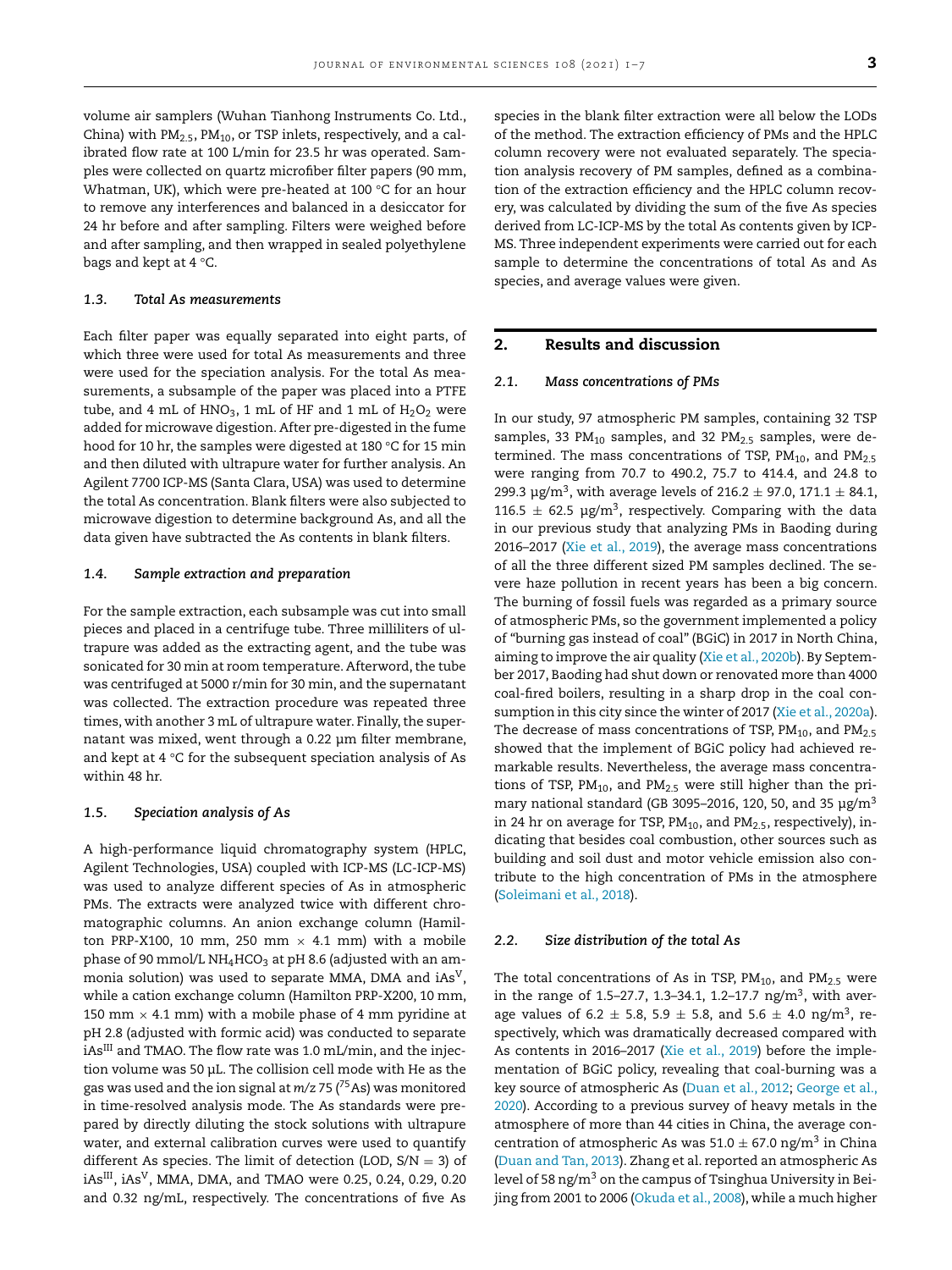volume air samplers (Wuhan Tianhong Instruments Co. Ltd., China) with $PM_{2.5}$, $PM_{10}$, or TSP inlets, respectively, and a calibrated flow rate at 100 L/min for 23.5 hr was operated. Samples were collected on quartz microfiber filter papers (90 mm, Whatman, UK), which were pre-heated at 100 °C for an hour to remove any interferences and balanced in a desiccator for 24 hr before and after sampling. Filters were weighed before and after sampling, and then wrapped in sealed polyethylene bags and kept at 4 °C.

### 1.3. Total As measurements

Each filter paper was equally separated into eight parts, of which three were used for total As measurements and three were used for the speciation analysis. For the total As measurements, a subsample of the paper was placed into a PTFE tube, and 4 mL of $HNO_3$, 1 mL of HF and 1 mL of $H_2O_2$ were added for microwave digestion. After pre-digested in the fume hood for 10 hr, the samples were digested at 180 °C for 15 min and then diluted with ultrapure water for further analysis. An Agilent 7700 ICP-MS (Santa Clara, USA) was used to determine the total As concentration. Blank filters were also subjected to microwave digestion to determine background As, and all the data given have subtracted the As contents in blank filters.

### 1.4. Sample extraction and preparation

For the sample extraction, each subsample was cut into small pieces and placed in a centrifuge tube. Three milliliters of ultrapure was added as the extracting agent, and the tube was sonicated for 30 min at room temperature. Afterword, the tube was centrifuged at 5000 r/min for 30 min, and the supernatant was collected. The extraction procedure was repeated three times, with another 3 mL of ultrapure water. Finally, the supernatant was mixed, went through a 0.22 µm filter membrane, and kept at 4 °C for the subsequent speciation analysis of As within 48 hr.

### 1.5. Speciation analysis of As

A high-performance liquid chromatography system (HPLC, Agilent Technologies, USA) coupled with ICP-MS (LC-ICP-MS) was used to analyze different species of As in atmospheric PMs. The extracts were analyzed twice with different chromatographic columns. An anion exchange column (Hamilton PRP-X100, 10 mm, 250 mm × 4.1 mm) with a mobile phase of 90 mmol/L $NH_4HCO_3$ at pH 8.6 (adjusted with an ammonia solution) was used to separate MMA, DMA and $iAs^{V}$, while a cation exchange column (Hamilton PRP-X200, 10 mm, 150 mm × 4.1 mm) with a mobile phase of 4 mm pyridine at pH 2.8 (adjusted with formic acid) was conducted to separate $iAs^{III}$ and TMAO. The flow rate was 1.0 mL/min, and the injection volume was 50 µL. The collision cell mode with He as the gas was used and the ion signal at $m/z$ 75 ($^{75}$As) was monitored in time-resolved analysis mode. The As standards were prepared by directly diluting the stock solutions with ultrapure water, and external calibration curves were used to quantify different As species. The limit of detection (LOD, S/N = 3) of $iAs^{III}$, $iAs^{V}$, MMA, DMA, and TMAO were 0.25, 0.24, 0.29, 0.20 and 0.32 ng/mL, respectively. The concentrations of five As species in the blank filter extraction were all below the LODs of the method. The extraction efficiency of PMs and the HPLC column recovery were not evaluated separately. The speciation analysis recovery of PM samples, defined as a combination of the extraction efficiency and the HPLC column recovery, was calculated by dividing the sum of the five As species derived from LC-ICP-MS by the total As contents given by ICP-MS. Three independent experiments were carried out for each sample to determine the concentrations of total As and As species, and average values were given.

## 2. Results and discussion

### 2.1. Mass concentrations of PMs

In our study, 97 atmospheric PM samples, containing 32 TSP samples, 33 $PM_{10}$ samples, and 32 $PM_{2.5}$ samples, were determined. The mass concentrations of TSP, $PM_{10}$, and $PM_{2.5}$ were ranging from 70.7 to 490.2, 75.7 to 414.4, and 24.8 to 299.3 µg/m$^3$, with average levels of 216.2 ± 97.0, 171.1 ± 84.1, 116.5 ± 62.5 µg/m$^3$, respectively. Comparing with the data in our previous study that analyzing PMs in Baoding during 2016–2017 (Xie et al., 2019), the average mass concentrations of all the three different sized PM samples declined. The severe haze pollution in recent years has been a big concern. The burning of fossil fuels was regarded as a primary source of atmospheric PMs, so the government implemented a policy of "burning gas instead of coal" (BGiC) in 2017 in North China, aiming to improve the air quality (Xie et al., 2020b). By September 2017, Baoding had shut down or renovated more than 4000 coal-fired boilers, resulting in a sharp drop in the coal consumption in this city since the winter of 2017 (Xie et al., 2020a). The decrease of mass concentrations of TSP, $PM_{10}$, and $PM_{2.5}$ showed that the implement of BGiC policy had achieved remarkable results. Nevertheless, the average mass concentrations of TSP, $PM_{10}$, and $PM_{2.5}$ were still higher than the primary national standard (GB 3095–2016, 120, 50, and 35 µg/m$^3$ in 24 hr on average for TSP, $PM_{10}$, and $PM_{2.5}$, respectively), indicating that besides coal combustion, other sources such as building and soil dust and motor vehicle emission also contribute to the high concentration of PMs in the atmosphere (Soleimani et al., 2018).

### 2.2. Size distribution of the total As

The total concentrations of As in TSP, $PM_{10}$, and $PM_{2.5}$ were in the range of 1.5–27.7, 1.3–34.1, 1.2–17.7 ng/m$^3$, with average values of 6.2 ± 5.8, 5.9 ± 5.8, and 5.6 ± 4.0 ng/m$^3$, respectively, which was dramatically decreased compared with As contents in 2016–2017 (Xie et al., 2019) before the implementation of BGiC policy, revealing that coal-burning was a key source of atmospheric As (Duan et al., 2012; George et al., 2020). According to a previous survey of heavy metals in the atmosphere of more than 44 cities in China, the average concentration of atmospheric As was 51.0 ± 67.0 ng/m$^3$ in China (Duan and Tan, 2013). Zhang et al. reported an atmospheric As level of 58 ng/m$^3$ on the campus of Tsinghua University in Beijing from 2001 to 2006 (Okuda et al., 2008), while a much higher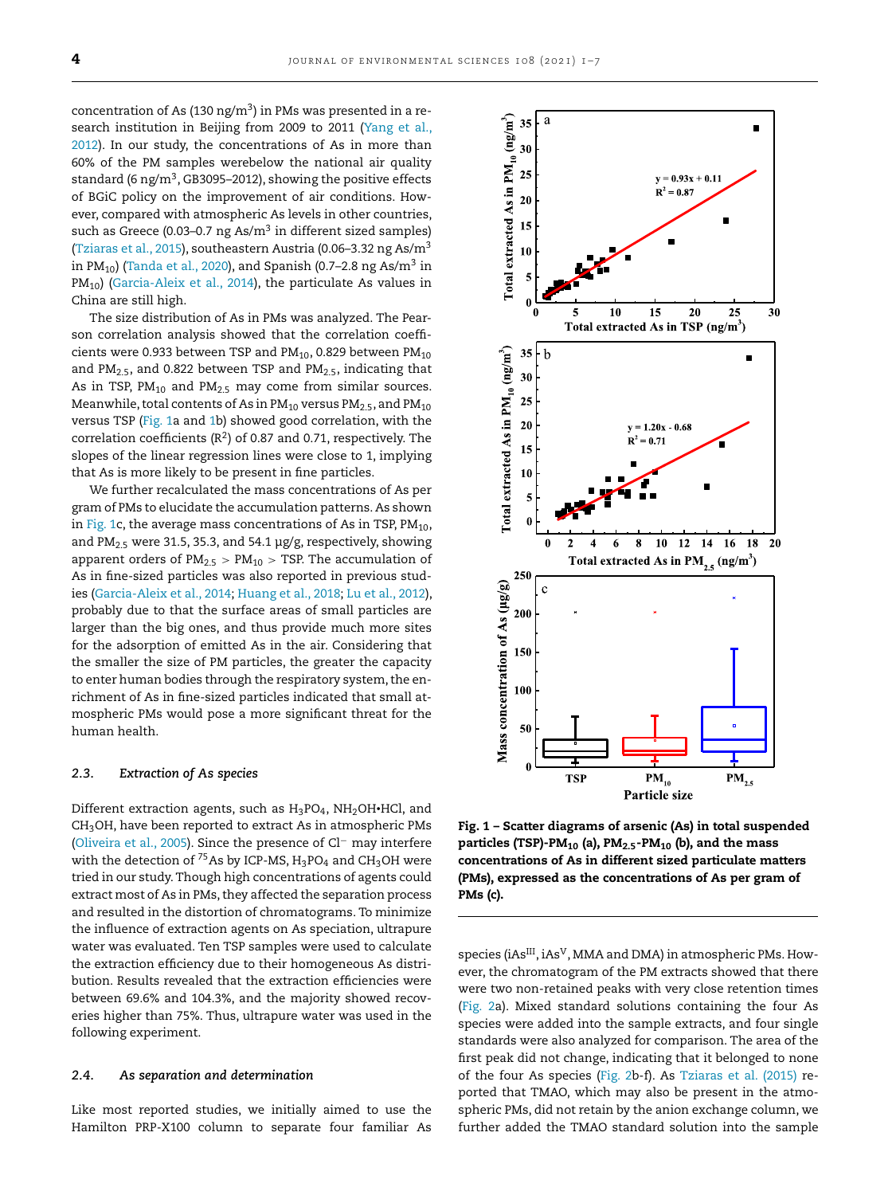concentration of As (130 ng/m$^3$) in PMs was presented in a research institution in Beijing from 2009 to 2011 (Yang et al., 2012). In our study, the concentrations of As in more than 60% of the PM samples werebelow the national air quality standard (6 ng/m$^3$, GB3095–2012), showing the positive effects of BGiC policy on the improvement of air conditions. However, compared with atmospheric As levels in other countries, such as Greece (0.03–0.7 ng As/m$^3$ in different sized samples) (Tziaras et al., 2015), southeastern Austria (0.06–3.32 ng As/m$^3$ in $PM_{10}$) (Tanda et al., 2020), and Spanish (0.7–2.8 ng As/m$^3$ in $PM_{10}$) (Garcia-Aleix et al., 2014), the particulate As values in China are still high.

The size distribution of As in PMs was analyzed. The Pearson correlation analysis showed that the correlation coefficients were 0.933 between TSP and $PM_{10}$, 0.829 between $PM_{10}$ and $PM_{2.5}$, and 0.822 between TSP and $PM_{2.5}$, indicating that As in TSP, $PM_{10}$ and $PM_{2.5}$ may come from similar sources. Meanwhile, total contents of As in $PM_{10}$ versus $PM_{2.5}$, and $PM_{10}$ versus TSP (Fig. 1a and 1b) showed good correlation, with the correlation coefficients ($R^2$) of 0.87 and 0.71, respectively. The slopes of the linear regression lines were close to 1, implying that As is more likely to be present in fine particles.

We further recalculated the mass concentrations of As per gram of PMs to elucidate the accumulation patterns. As shown in Fig. 1c, the average mass concentrations of As in TSP, $PM_{10}$, and $PM_{2.5}$ were 31.5, 35.3, and 54.1 µg/g, respectively, showing apparent orders of $PM_{2.5}$ > $PM_{10}$ > TSP. The accumulation of As in fine-sized particles was also reported in previous studies (Garcia-Aleix et al., 2014; Huang et al., 2018; Lu et al., 2012), probably due to that the surface areas of small particles are larger than the big ones, and thus provide much more sites for the adsorption of emitted As in the air. Considering that the smaller the size of PM particles, the greater the capacity to enter human bodies through the respiratory system, the enrichment of As in fine-sized particles indicated that small atmospheric PMs would pose a more significant threat for the human health.

### 2.3. *Extraction of As species*

Different extraction agents, such as $H_3PO_4$, $NH_2OH$•HCl, and $CH_3OH$, have been reported to extract As in atmospheric PMs (Oliveira et al., 2005). Since the presence of $Cl^-$ may interfere with the detection of $^{75}$As by ICP-MS, $H_3PO_4$ and $CH_3OH$ were tried in our study. Though high concentrations of agents could extract most of As in PMs, they affected the separation process and resulted in the distortion of chromatograms. To minimize the influence of extraction agents on As speciation, ultrapure water was evaluated. Ten TSP samples were used to calculate the extraction efficiency due to their homogeneous As distribution. Results revealed that the extraction efficiencies were between 69.6% and 104.3%, and the majority showed recoveries higher than 75%. Thus, ultrapure water was used in the following experiment.

### 2.4. *As separation and determination*

Like most reported studies, we initially aimed to use the Hamilton PRP-X100 column to separate four familiar As species (iAs$^{III}$, iAs$^{V}$, MMA and DMA) in atmospheric PMs. However, the chromatogram of the PM extracts showed that there were two non-retained peaks with very close retention times (Fig. 2a). Mixed standard solutions containing the four As species were added into the sample extracts, and four single standards were also analyzed for comparison. The area of the first peak did not change, indicating that it belonged to none of the four As species (Fig. 2b-f). As Tziaras et al. (2015) reported that TMAO, which may also be present in the atmospheric PMs, did not retain by the anion exchange column, we further added the TMAO standard solution into the sample

**Fig. 1 – Scatter diagrams of arsenic (As) in total suspended particles (TSP)-$PM_{10}$ (a), $PM_{2.5}$-$PM_{10}$ (b), and the mass concentrations of As in different sized particulate matters (PMs), expressed as the concentrations of As per gram of PMs (c).**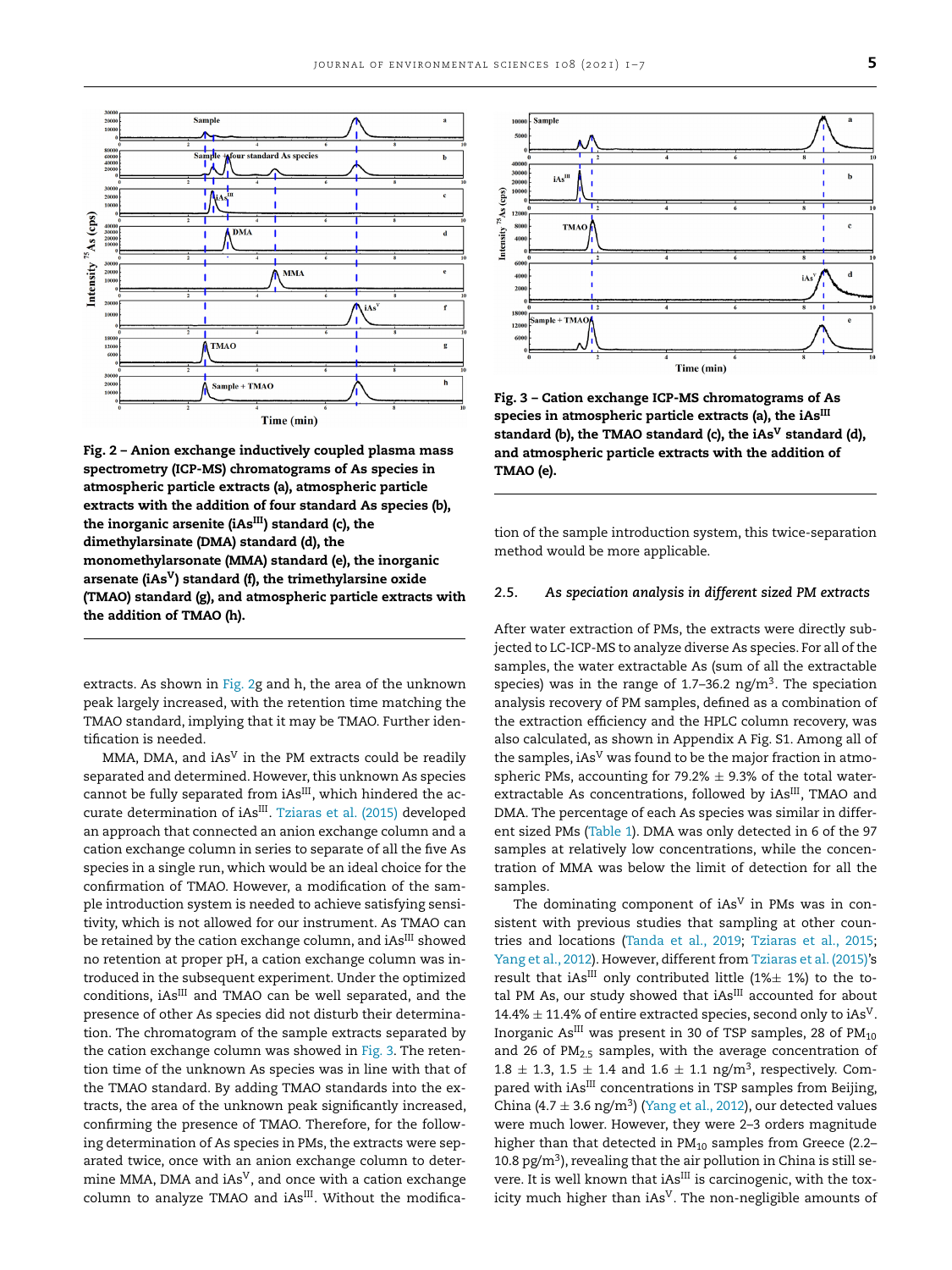Fig. 2 – Anion exchange inductively coupled plasma mass spectrometry (ICP-MS) chromatograms of As species in atmospheric particle extracts (a), atmospheric particle extracts with the addition of four standard As species (b), the inorganic arsenite ($iAs^{III}$) standard (c), the dimethylarsinate (DMA) standard (d), the monomethylarsonate (MMA) standard (e), the inorganic arsenate ($iAs^{V}$) standard (f), the trimethylarsine oxide (TMAO) standard (g), and atmospheric particle extracts with the addition of TMAO (h).

extracts. As shown in Fig. 2g and h, the area of the unknown peak largely increased, with the retention time matching the TMAO standard, implying that it may be TMAO. Further identification is needed.

MMA, DMA, and $iAs^{V}$ in the PM extracts could be readily separated and determined. However, this unknown As species cannot be fully separated from $iAs^{III}$, which hindered the accurate determination of $iAs^{III}$. Tziaras et al. (2015) developed an approach that connected an anion exchange column and a cation exchange column in series to separate of all the five As species in a single run, which would be an ideal choice for the confirmation of TMAO. However, a modification of the sample introduction system is needed to achieve satisfying sensitivity, which is not allowed for our instrument. As TMAO can be retained by the cation exchange column, and $iAs^{III}$ showed no retention at proper pH, a cation exchange column was introduced in the subsequent experiment. Under the optimized conditions, $iAs^{III}$ and TMAO can be well separated, and the presence of other As species did not disturb their determination. The chromatogram of the sample extracts separated by the cation exchange column was showed in Fig. 3. The retention time of the unknown As species was in line with that of the TMAO standard. By adding TMAO standards into the extracts, the area of the unknown peak significantly increased, confirming the presence of TMAO. Therefore, for the following determination of As species in PMs, the extracts were separated twice, once with an anion exchange column to determine MMA, DMA and $iAs^{V}$, and once with a cation exchange column to analyze TMAO and $iAs^{III}$. Without the modification of the sample introduction system, this twice-separation method would be more applicable.

Fig. 3 – Cation exchange ICP-MS chromatograms of As species in atmospheric particle extracts (a), the $iAs^{III}$ standard (b), the TMAO standard (c), the $iAs^{V}$ standard (d), and atmospheric particle extracts with the addition of TMAO (e).

### 2.5. As speciation analysis in different sized PM extracts

After water extraction of PMs, the extracts were directly subjected to LC-ICP-MS to analyze diverse As species. For all of the samples, the water extractable As (sum of all the extractable species) was in the range of 1.7–36.2 ng/m$^3$. The speciation analysis recovery of PM samples, defined as a combination of the extraction efficiency and the HPLC column recovery, was also calculated, as shown in Appendix A Fig. S1. Among all of the samples, $iAs^{V}$ was found to be the major fraction in atmospheric PMs, accounting for 79.2% ± 9.3% of the total water-extractable As concentrations, followed by $iAs^{III}$, TMAO and DMA. The percentage of each As species was similar in different sized PMs (Table 1). DMA was only detected in 6 of the 97 samples at relatively low concentrations, while the concentration of MMA was below the limit of detection for all the samples.

The dominating component of $iAs^{V}$ in PMs was in consistent with previous studies that sampling at other countries and locations (Tanda et al., 2019; Tziaras et al., 2015; Yang et al., 2012). However, different from Tziaras et al. (2015)'s result that $iAs^{III}$ only contributed little (1%± 1%) to the total PM As, our study showed that $iAs^{III}$ accounted for about 14.4% ± 11.4% of entire extracted species, second only to $iAs^{V}$. Inorganic $As^{III}$ was present in 30 of TSP samples, 28 of $PM_{10}$ and 26 of $PM_{2.5}$ samples, with the average concentration of 1.8 ± 1.3, 1.5 ± 1.4 and 1.6 ± 1.1 ng/m$^3$, respectively. Compared with $iAs^{III}$ concentrations in TSP samples from Beijing, China (4.7 ± 3.6 ng/m$^3$) (Yang et al., 2012), our detected values were much lower. However, they were 2–3 orders magnitude higher than that detected in $PM_{10}$ samples from Greece (2.2–10.8 pg/m$^3$), revealing that the air pollution in China is still severe. It is well known that $iAs^{III}$ is carcinogenic, with the toxicity much higher than $iAs^{V}$. The non-negligible amounts of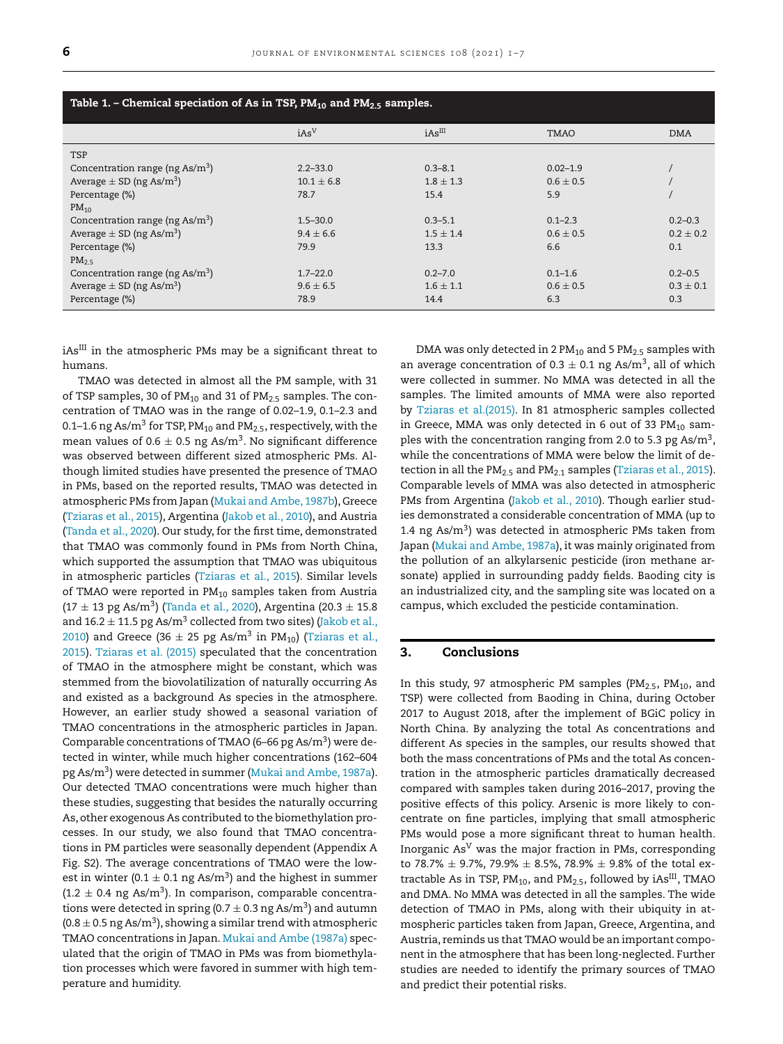**Table 1. – Chemical speciation of As in TSP, $PM_{10}$ and $PM_{2.5}$ samples.**

| | $iAs^{V}$ | $iAs^{III}$ | TMAO | DMA |
|---|---|---|---|---|
| TSP | | | | |
| Concentration range (ng As/m$^3$) | 2.2–33.0 | 0.3–8.1 | 0.02–1.9 | / |
| Average ± SD (ng As/m$^3$) | 10.1 ± 6.8 | 1.8 ± 1.3 | 0.6 ± 0.5 | / |
| Percentage (%) | 78.7 | 15.4 | 5.9 | / |
| $PM_{10}$ | | | | |
| Concentration range (ng As/m$^3$) | 1.5–30.0 | 0.3–5.1 | 0.1–2.3 | 0.2–0.3 |
| Average ± SD (ng As/m$^3$) | 9.4 ± 6.6 | 1.5 ± 1.4 | 0.6 ± 0.5 | 0.2 ± 0.2 |
| Percentage (%) | 79.9 | 13.3 | 6.6 | 0.1 |
| $PM_{2.5}$ | | | | |
| Concentration range (ng As/m$^3$) | 1.7–22.0 | 0.2–7.0 | 0.1–1.6 | 0.2–0.5 |
| Average ± SD (ng As/m$^3$) | 9.6 ± 6.5 | 1.6 ± 1.1 | 0.6 ± 0.5 | 0.3 ± 0.1 |
| Percentage (%) | 78.9 | 14.4 | 6.3 | 0.3 |

$iAs^{III}$ in the atmospheric PMs may be a significant threat to humans.

TMAO was detected in almost all the PM sample, with 31 of TSP samples, 30 of $PM_{10}$ and 31 of $PM_{2.5}$ samples. The concentration of TMAO was in the range of 0.02–1.9, 0.1–2.3 and 0.1–1.6 ng As/m$^3$ for TSP, $PM_{10}$ and $PM_{2.5}$, respectively, with the mean values of 0.6 ± 0.5 ng As/m$^3$. No significant difference was observed between different sized atmospheric PMs. Although limited studies have presented the presence of TMAO in PMs, based on the reported results, TMAO was detected in atmospheric PMs from Japan (Mukai and Ambe, 1987b), Greece (Tziaras et al., 2015), Argentina (Jakob et al., 2010), and Austria (Tanda et al., 2020). Our study, for the first time, demonstrated that TMAO was commonly found in PMs from North China, which supported the assumption that TMAO was ubiquitous in atmospheric particles (Tziaras et al., 2015). Similar levels of TMAO were reported in $PM_{10}$ samples taken from Austria (17 ± 13 pg As/m$^3$) (Tanda et al., 2020), Argentina (20.3 ± 15.8 and 16.2 ± 11.5 pg As/m$^3$ collected from two sites) (Jakob et al., 2010) and Greece (36 ± 25 pg As/m$^3$ in $PM_{10}$) (Tziaras et al., 2015). Tziaras et al. (2015) speculated that the concentration of TMAO in the atmosphere might be constant, which was stemmed from the biovolatilization of naturally occurring As and existed as a background As species in the atmosphere. However, an earlier study showed a seasonal variation of TMAO concentrations in the atmospheric particles in Japan. Comparable concentrations of TMAO (6–66 pg As/m$^3$) were detected in winter, while much higher concentrations (162–604 pg As/m$^3$) were detected in summer (Mukai and Ambe, 1987a). Our detected TMAO concentrations were much higher than these studies, suggesting that besides the naturally occurring As, other exogenous As contributed to the biomethylation processes. In our study, we also found that TMAO concentrations in PM particles were seasonally dependent (Appendix A Fig. S2). The average concentrations of TMAO were the lowest in winter (0.1 ± 0.1 ng As/m$^3$) and the highest in summer (1.2 ± 0.4 ng As/m$^3$). In comparison, comparable concentrations were detected in spring (0.7 ± 0.3 ng As/m$^3$) and autumn (0.8 ± 0.5 ng As/m$^3$), showing a similar trend with atmospheric TMAO concentrations in Japan. Mukai and Ambe (1987a) speculated that the origin of TMAO in PMs was from biomethylation processes which were favored in summer with high temperature and humidity.

DMA was only detected in 2 $PM_{10}$ and 5 $PM_{2.5}$ samples with an average concentration of 0.3 ± 0.1 ng As/m$^3$, all of which were collected in summer. No MMA was detected in all the samples. The limited amounts of MMA were also reported by Tziaras et al.(2015). In 81 atmospheric samples collected in Greece, MMA was only detected in 6 out of 33 $PM_{10}$ samples with the concentration ranging from 2.0 to 5.3 pg As/m$^3$, while the concentrations of MMA were below the limit of detection in all the $PM_{2.5}$ and $PM_{2.1}$ samples (Tziaras et al., 2015). Comparable levels of MMA was also detected in atmospheric PMs from Argentina (Jakob et al., 2010). Though earlier studies demonstrated a considerable concentration of MMA (up to 1.4 ng As/m$^3$) was detected in atmospheric PMs taken from Japan (Mukai and Ambe, 1987a), it was mainly originated from the pollution of an alkylarsenic pesticide (iron methane arsonate) applied in surrounding paddy fields. Baoding city is an industrialized city, and the sampling site was located on a campus, which excluded the pesticide contamination.

## 3. Conclusions

In this study, 97 atmospheric PM samples ($PM_{2.5}$, $PM_{10}$, and TSP) were collected from Baoding in China, during October 2017 to August 2018, after the implement of BGiC policy in North China. By analyzing the total As concentrations and different As species in the samples, our results showed that both the mass concentrations of PMs and the total As concentration in the atmospheric particles dramatically decreased compared with samples taken during 2016–2017, proving the positive effects of this policy. Arsenic is more likely to concentrate on fine particles, implying that small atmospheric PMs would pose a more significant threat to human health. Inorganic $As^{V}$ was the major fraction in PMs, corresponding to 78.7% ± 9.7%, 79.9% ± 8.5%, 78.9% ± 9.8% of the total extractable As in TSP, $PM_{10}$, and $PM_{2.5}$, followed by $iAs^{III}$, TMAO and DMA. No MMA was detected in all the samples. The wide detection of TMAO in PMs, along with their ubiquity in atmospheric particles taken from Japan, Greece, Argentina, and Austria, reminds us that TMAO would be an important component in the atmosphere that has been long-neglected. Further studies are needed to identify the primary sources of TMAO and predict their potential risks.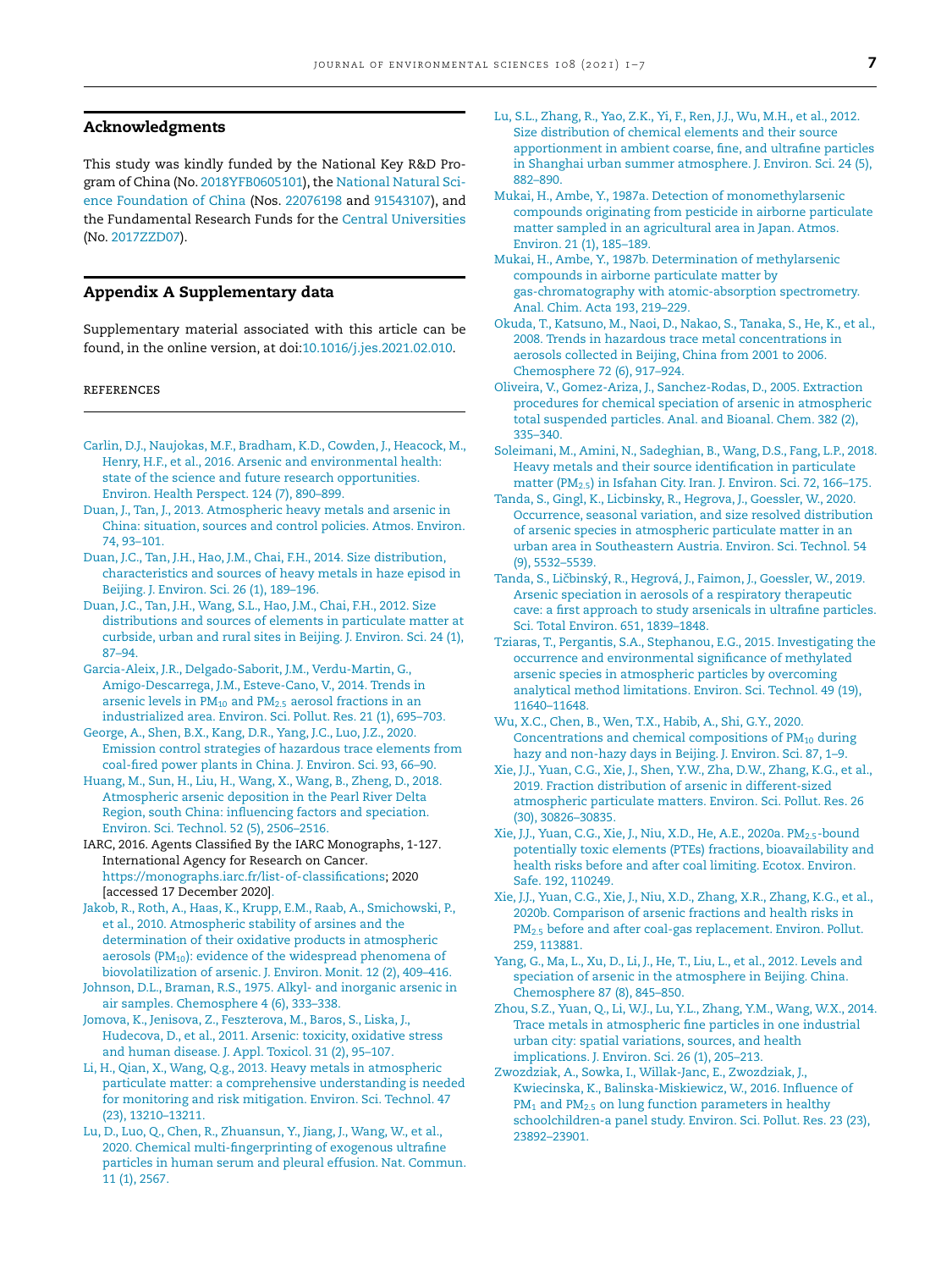## Acknowledgments

This study was kindly funded by the National Key R&D Program of China (No. 2018YFB0605101), the National Natural Science Foundation of China (Nos. 22076198 and 91543107), and the Fundamental Research Funds for the Central Universities (No. 2017ZZD07).

## Appendix A Supplementary data

Supplementary material associated with this article can be found, in the online version, at doi:10.1016/j.jes.2021.02.010.

### REFERENCES

Carlin, D.J., Naujokas, M.F., Bradham, K.D., Cowden, J., Heacock, M., Henry, H.F., et al., 2016. Arsenic and environmental health: state of the science and future research opportunities. Environ. Health Perspect. 124 (7), 890–899.

Duan, J., Tan, J., 2013. Atmospheric heavy metals and arsenic in China: situation, sources and control policies. Atmos. Environ. 74, 93–101.

Duan, J.C., Tan, J.H., Hao, J.M., Chai, F.H., 2014. Size distribution, characteristics and sources of heavy metals in haze episod in Beijing. J. Environ. Sci. 26 (1), 189–196.

Duan, J.C., Tan, J.H., Wang, S.L., Hao, J.M., Chai, F.H., 2012. Size distributions and sources of elements in particulate matter at curbside, urban and rural sites in Beijing. J. Environ. Sci. 24 (1), 87–94.

Garcia-Aleix, J.R., Delgado-Saborit, J.M., Verdu-Martin, G., Amigo-Descarrega, J.M., Esteve-Cano, V., 2014. Trends in arsenic levels in $PM_{10}$ and $PM_{2.5}$ aerosol fractions in an industrialized area. Environ. Sci. Pollut. Res. 21 (1), 695–703.

George, A., Shen, B.X., Kang, D.R., Yang, J.C., Luo, J.Z., 2020. Emission control strategies of hazardous trace elements from coal-fired power plants in China. J. Environ. Sci. 93, 66–90.

Huang, M., Sun, H., Liu, H., Wang, X., Wang, B., Zheng, D., 2018. Atmospheric arsenic deposition in the Pearl River Delta Region, south China: influencing factors and speciation. Environ. Sci. Technol. 52 (5), 2506–2516.

IARC, 2016. Agents Classified By the IARC Monographs, 1-127. International Agency for Research on Cancer. https://monographs.iarc.fr/list-of-classifications; 2020 [accessed 17 December 2020].

Jakob, R., Roth, A., Haas, K., Krupp, E.M., Raab, A., Smichowski, P., et al., 2010. Atmospheric stability of arsines and the determination of their oxidative products in atmospheric aerosols ($PM_{10}$): evidence of the widespread phenomena of biovolatilization of arsenic. J. Environ. Monit. 12 (2), 409–416.

Johnson, D.L., Braman, R.S., 1975. Alkyl- and inorganic arsenic in air samples. Chemosphere 4 (6), 333–338.

Jomova, K., Jenisova, Z., Feszterova, M., Baros, S., Liska, J., Hudecova, D., et al., 2011. Arsenic: toxicity, oxidative stress and human disease. J. Appl. Toxicol. 31 (2), 95–107.

Li, H., Qian, X., Wang, Q.g., 2013. Heavy metals in atmospheric particulate matter: a comprehensive understanding is needed for monitoring and risk mitigation. Environ. Sci. Technol. 47 (23), 13210–13211.

Lu, D., Luo, Q., Chen, R., Zhuansun, Y., Jiang, J., Wang, W., et al., 2020. Chemical multi-fingerprinting of exogenous ultrafine particles in human serum and pleural effusion. Nat. Commun. 11 (1), 2567.

Lu, S.L., Zhang, R., Yao, Z.K., Yi, F., Ren, J.J., Wu, M.H., et al., 2012. Size distribution of chemical elements and their source apportionment in ambient coarse, fine, and ultrafine particles in Shanghai urban summer atmosphere. J. Environ. Sci. 24 (5), 882–890.

Mukai, H., Ambe, Y., 1987a. Detection of monomethylarsenic compounds originating from pesticide in airborne particulate matter sampled in an agricultural area in Japan. Atmos. Environ. 21 (1), 185–189.

Mukai, H., Ambe, Y., 1987b. Determination of methylarsenic compounds in airborne particulate matter by gas-chromatography with atomic-absorption spectrometry. Anal. Chim. Acta 193, 219–229.

Okuda, T., Katsuno, M., Naoi, D., Nakao, S., Tanaka, S., He, K., et al., 2008. Trends in hazardous trace metal concentrations in aerosols collected in Beijing, China from 2001 to 2006. Chemosphere 72 (6), 917–924.

Oliveira, V., Gomez-Ariza, J., Sanchez-Rodas, D., 2005. Extraction procedures for chemical speciation of arsenic in atmospheric total suspended particles. Anal. and Bioanal. Chem. 382 (2), 335–340.

Soleimani, M., Amini, N., Sadeghian, B., Wang, D.S., Fang, L.P., 2018. Heavy metals and their source identification in particulate matter ($PM_{2.5}$) in Isfahan City. Iran. J. Environ. Sci. 72, 166–175.

Tanda, S., Gingl, K., Licbinsky, R., Hegrova, J., Goessler, W., 2020. Occurrence, seasonal variation, and size resolved distribution of arsenic species in atmospheric particulate matter in an urban area in Southeastern Austria. Environ. Sci. Technol. 54 (9), 5532–5539.

Tanda, S., Ličbinský, R., Hegrová, J., Faimon, J., Goessler, W., 2019. Arsenic speciation in aerosols of a respiratory therapeutic cave: a first approach to study arsenicals in ultrafine particles. Sci. Total Environ. 651, 1839–1848.

Tziaras, T., Pergantis, S.A., Stephanou, E.G., 2015. Investigating the occurrence and environmental significance of methylated arsenic species in atmospheric particles by overcoming analytical method limitations. Environ. Sci. Technol. 49 (19), 11640–11648.

Wu, X.C., Chen, B., Wen, T.X., Habib, A., Shi, G.Y., 2020. Concentrations and chemical compositions of $PM_{10}$ during hazy and non-hazy days in Beijing. J. Environ. Sci. 87, 1–9.

Xie, J.J., Yuan, C.G., Xie, J., Shen, Y.W., Zha, D.W., Zhang, K.G., et al., 2019. Fraction distribution of arsenic in different-sized atmospheric particulate matters. Environ. Sci. Pollut. Res. 26 (30), 30826–30835.

Xie, J.J., Yuan, C.G., Xie, J., Niu, X.D., He, A.E., 2020a. $PM_{2.5}$-bound potentially toxic elements (PTEs) fractions, bioavailability and health risks before and after coal limiting. Ecotox. Environ. Safe. 192, 110249.

Xie, J.J., Yuan, C.G., Xie, J., Niu, X.D., Zhang, X.R., Zhang, K.G., et al., 2020b. Comparison of arsenic fractions and health risks in $PM_{2.5}$ before and after coal-gas replacement. Environ. Pollut. 259, 113881.

Yang, G., Ma, L., Xu, D., Li, J., He, T., Liu, L., et al., 2012. Levels and speciation of arsenic in the atmosphere in Beijing. China. Chemosphere 87 (8), 845–850.

Zhou, S.Z., Yuan, Q., Li, W.J., Lu, Y.L., Zhang, Y.M., Wang, W.X., 2014. Trace metals in atmospheric fine particles in one industrial urban city: spatial variations, sources, and health implications. J. Environ. Sci. 26 (1), 205–213.

Zwozdziak, A., Sowka, I., Willak-Janc, E., Zwozdziak, J., Kwiecinska, K., Balinska-Miskiewicz, W., 2016. Influence of $PM_1$ and $PM_{2.5}$ on lung function parameters in healthy schoolchildren-a panel study. Environ. Sci. Pollut. Res. 23 (23), 23892–23901.